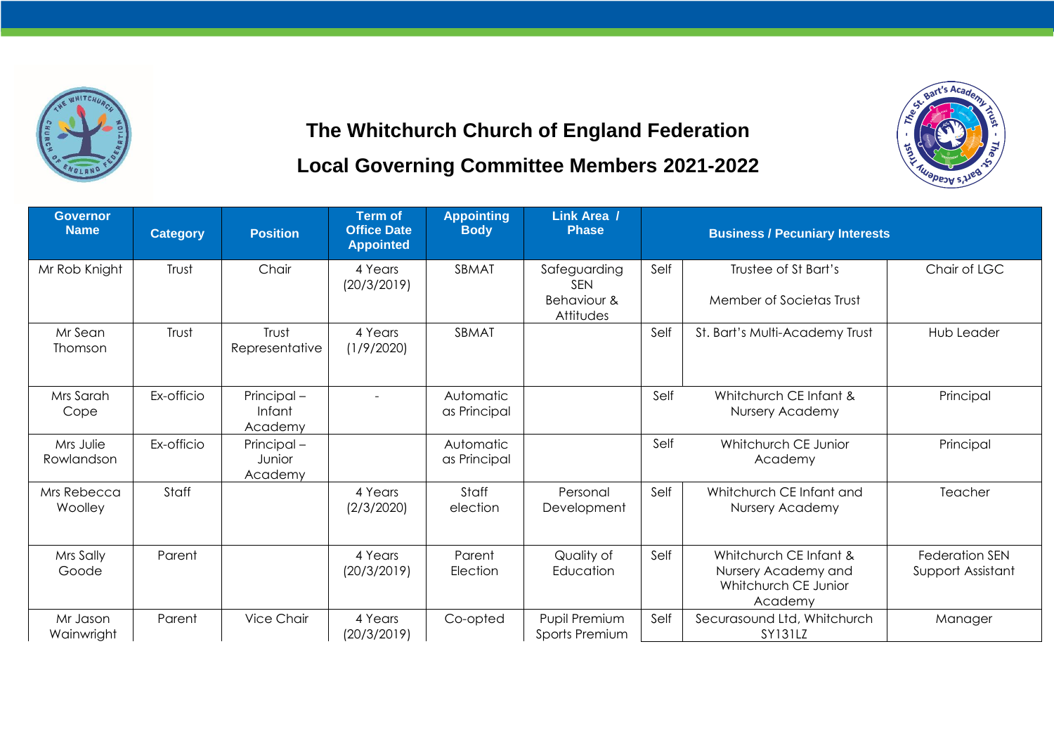# The Whitchurch Church of England Federation

## Local Governing Committee Members 2021-2022

| Governor Name | Category | Position | Term of Office Date Appointed | Appointing Body | Link Area / Phase | Business / Pecuniary Interests | | |
|---|---|---|---|---|---|---|---|---|
| Mr Rob Knight | Trust | Chair | 4 Years (20/3/2019) | SBMAT | Safeguarding SEN Behaviour & Attitudes | Self | Trustee of St Bart's<br><br>Member of Societas Trust | Chair of LGC |
| Mr Sean Thomson | Trust | Trust Representative | 4 Years (1/9/2020) | SBMAT | | Self | St. Bart's Multi-Academy Trust | Hub Leader |
| Mrs Sarah Cope | Ex-officio | Principal – Infant Academy | - | Automatic as Principal | | Self | Whitchurch CE Infant & Nursery Academy | Principal |
| Mrs Julie Rowlandson | Ex-officio | Principal – Junior Academy | | Automatic as Principal | | Self | Whitchurch CE Junior Academy | Principal |
| Mrs Rebecca Woolley | Staff | | 4 Years (2/3/2020) | Staff election | Personal Development | Self | Whitchurch CE Infant and Nursery Academy | Teacher |
| Mrs Sally Goode | Parent | | 4 Years (20/3/2019) | Parent Election | Quality of Education | Self | Whitchurch CE Infant & Nursery Academy and Whitchurch CE Junior Academy | Federation SEN Support Assistant |
| Mr Jason Wainwright | Parent | Vice Chair | 4 Years (20/3/2019) | Co-opted | Pupil Premium Sports Premium | Self | Securasound Ltd, Whitchurch SY131LZ | Manager |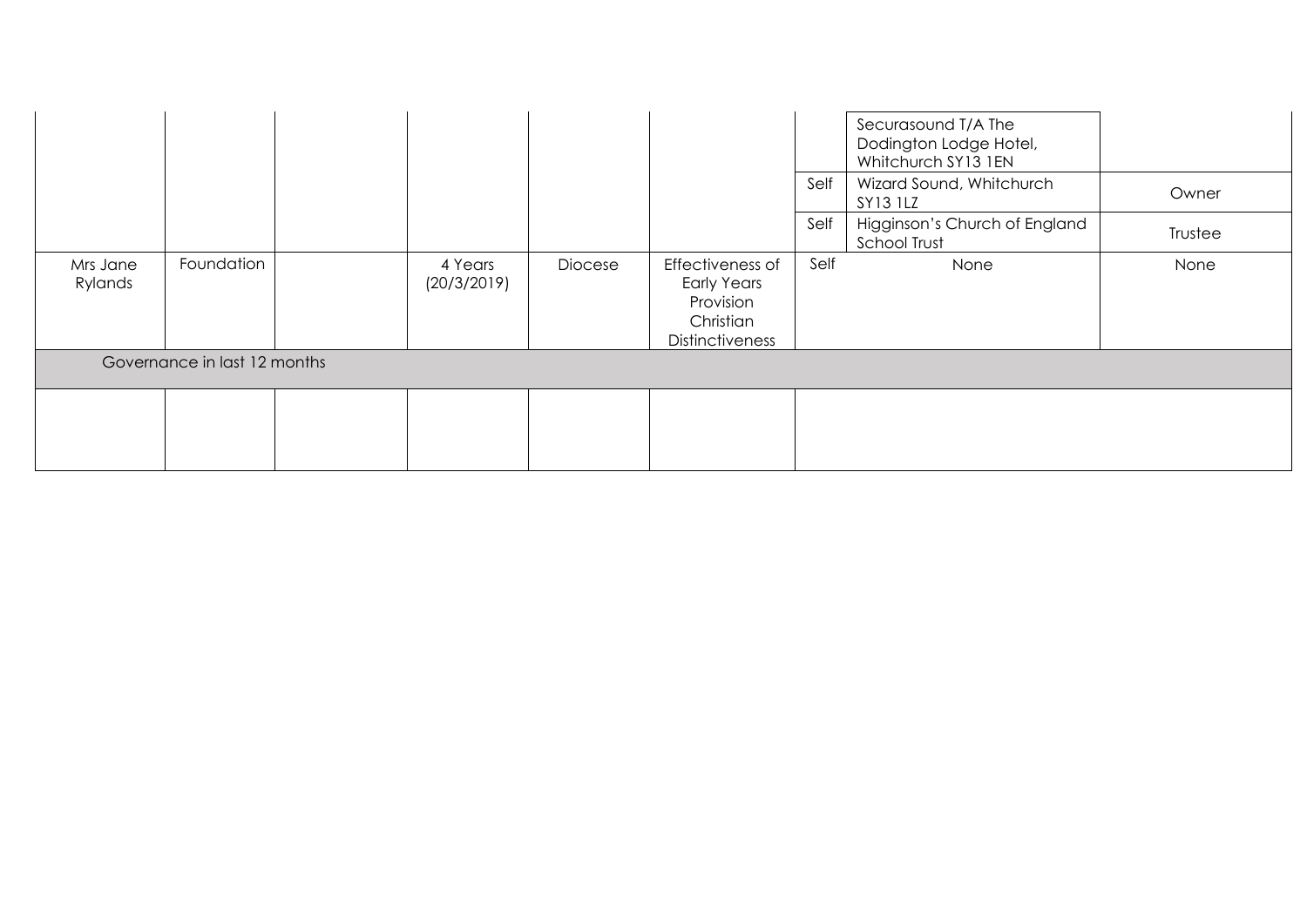| | | | | | | | | |
|---|---|---|---|---|---|---|---|---|
| | | | | | | | Securasound T/A The Dodington Lodge Hotel, Whitchurch SY13 1EN | |
| | | | | | | Self | Wizard Sound, Whitchurch SY13 1LZ | Owner |
| | | | | | | Self | Higginson's Church of England School Trust | Trustee |
| Mrs Jane Rylands | Foundation | | 4 Years (20/3/2019) | Diocese | Effectiveness of Early Years Provision Christian Distinctiveness | Self | None | None |
| Governance in last 12 months | | | | | | | | |
| | | | | | | | | |